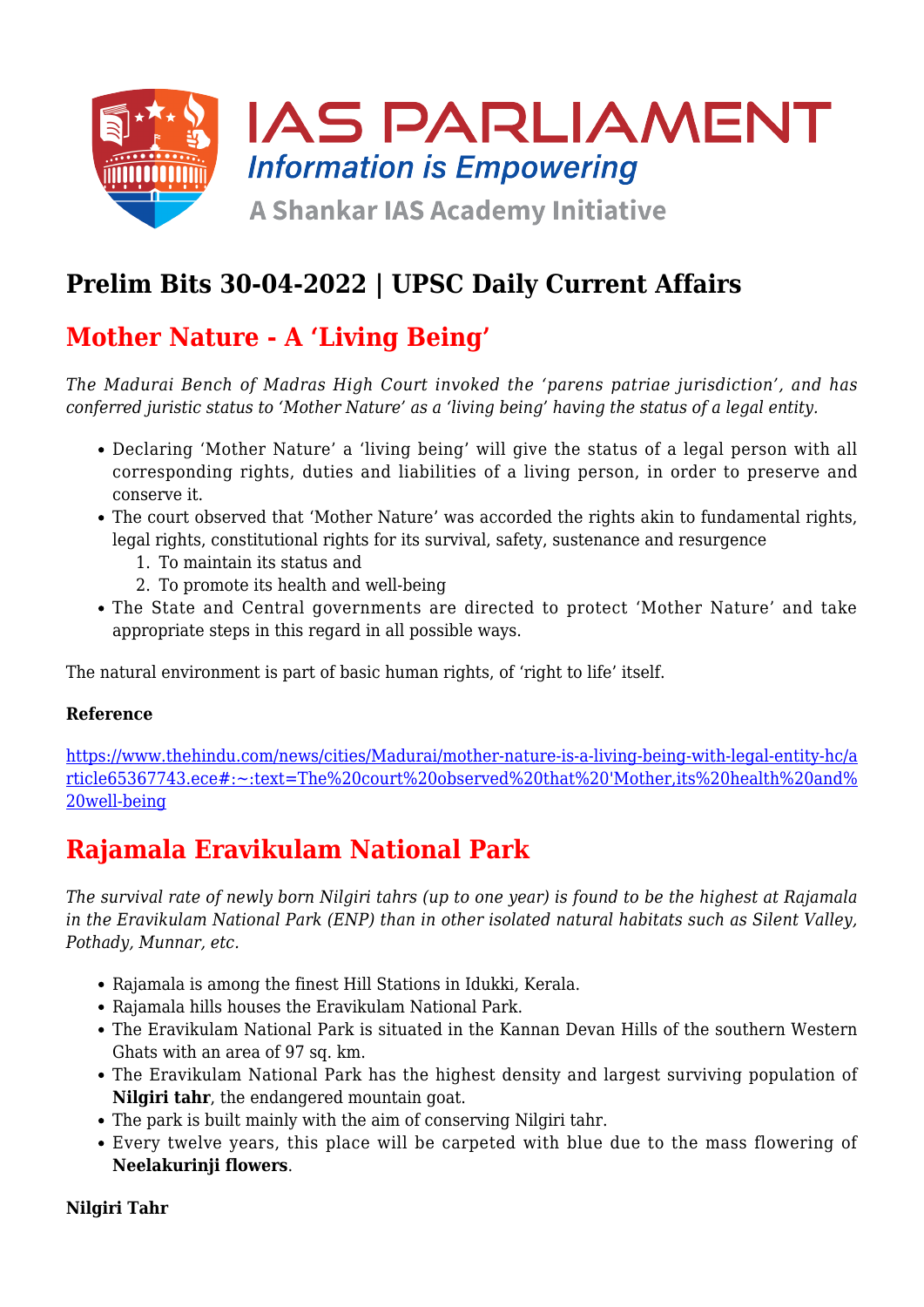# Prelim Bits 30-04-2022 | UPSC Daily Current Affairs

## Mother Nature - A 'Living Being'

*The Madurai Bench of Madras High Court invoked the 'parens patriae jurisdiction', and has conferred juristic status to 'Mother Nature' as a 'living being' having the status of a legal entity.*

- Declaring 'Mother Nature' a 'living being' will give the status of a legal person with all corresponding rights, duties and liabilities of a living person, in order to preserve and conserve it.
- The court observed that 'Mother Nature' was accorded the rights akin to fundamental rights, legal rights, constitutional rights for its survival, safety, sustenance and resurgence
  1. To maintain its status and
  2. To promote its health and well-being
- The State and Central governments are directed to protect 'Mother Nature' and take appropriate steps in this regard in all possible ways.

The natural environment is part of basic human rights, of 'right to life' itself.

**Reference**

https://www.thehindu.com/news/cities/Madurai/mother-nature-is-a-living-being-with-legal-entity-hc/article65367743.ece#:~:text=The%20court%20observed%20that%20'Mother,its%20health%20and%20well-being

## Rajamala Eravikulam National Park

*The survival rate of newly born Nilgiri tahrs (up to one year) is found to be the highest at Rajamala in the Eravikulam National Park (ENP) than in other isolated natural habitats such as Silent Valley, Pothady, Munnar, etc.*

- Rajamala is among the finest Hill Stations in Idukki, Kerala.
- Rajamala hills houses the Eravikulam National Park.
- The Eravikulam National Park is situated in the Kannan Devan Hills of the southern Western Ghats with an area of 97 sq. km.
- The Eravikulam National Park has the highest density and largest surviving population of **Nilgiri tahr**, the endangered mountain goat.
- The park is built mainly with the aim of conserving Nilgiri tahr.
- Every twelve years, this place will be carpeted with blue due to the mass flowering of **Neelakurinji flowers**.

**Nilgiri Tahr**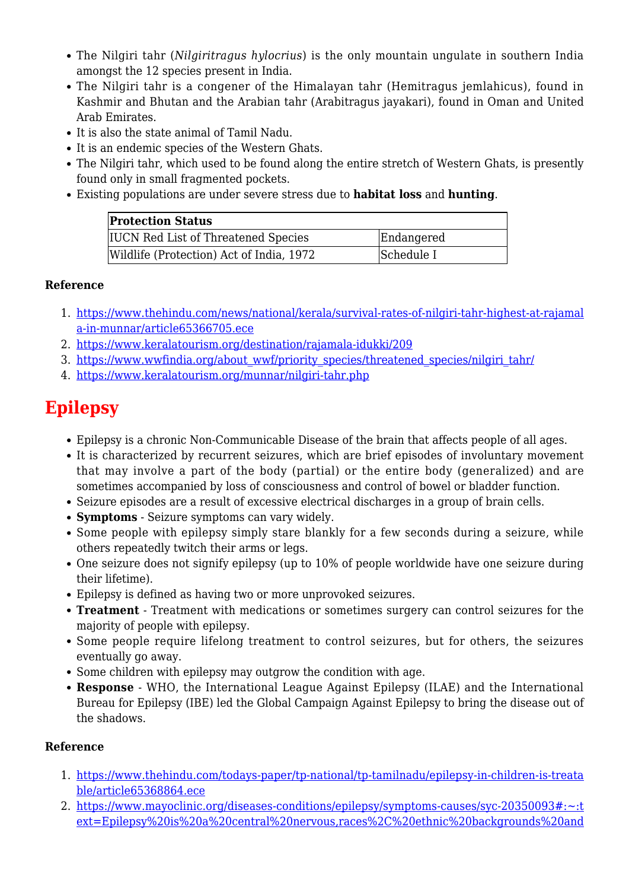- The Nilgiri tahr (*Nilgiritragus hylocrius*) is the only mountain ungulate in southern India amongst the 12 species present in India.
- The Nilgiri tahr is a congener of the Himalayan tahr (Hemitragus jemlahicus), found in Kashmir and Bhutan and the Arabian tahr (Arabitragus jayakari), found in Oman and United Arab Emirates.
- It is also the state animal of Tamil Nadu.
- It is an endemic species of the Western Ghats.
- The Nilgiri tahr, which used to be found along the entire stretch of Western Ghats, is presently found only in small fragmented pockets.
- Existing populations are under severe stress due to **habitat loss** and **hunting**.

| **Protection Status** | |
|---|---|
| IUCN Red List of Threatened Species | Endangered |
| Wildlife (Protection) Act of India, 1972 | Schedule I |

**Reference**

1. https://www.thehindu.com/news/national/kerala/survival-rates-of-nilgiri-tahr-highest-at-rajamala-in-munnar/article65366705.ece
2. https://www.keralatourism.org/destination/rajamala-idukki/209
3. https://www.wwfindia.org/about_wwf/priority_species/threatened_species/nilgiri_tahr/
4. https://www.keralatourism.org/munnar/nilgiri-tahr.php

# Epilepsy

- Epilepsy is a chronic Non-Communicable Disease of the brain that affects people of all ages.
- It is characterized by recurrent seizures, which are brief episodes of involuntary movement that may involve a part of the body (partial) or the entire body (generalized) and are sometimes accompanied by loss of consciousness and control of bowel or bladder function.
- Seizure episodes are a result of excessive electrical discharges in a group of brain cells.
- **Symptoms** - Seizure symptoms can vary widely.
- Some people with epilepsy simply stare blankly for a few seconds during a seizure, while others repeatedly twitch their arms or legs.
- One seizure does not signify epilepsy (up to 10% of people worldwide have one seizure during their lifetime).
- Epilepsy is defined as having two or more unprovoked seizures.
- **Treatment** - Treatment with medications or sometimes surgery can control seizures for the majority of people with epilepsy.
- Some people require lifelong treatment to control seizures, but for others, the seizures eventually go away.
- Some children with epilepsy may outgrow the condition with age.
- **Response** - WHO, the International League Against Epilepsy (ILAE) and the International Bureau for Epilepsy (IBE) led the Global Campaign Against Epilepsy to bring the disease out of the shadows.

**Reference**

1. https://www.thehindu.com/todays-paper/tp-national/tp-tamilnadu/epilepsy-in-children-is-treatable/article65368864.ece
2. https://www.mayoclinic.org/diseases-conditions/epilepsy/symptoms-causes/syc-20350093#:~:text=Epilepsy%20is%20a%20central%20nervous,races%2C%20ethnic%20backgrounds%20and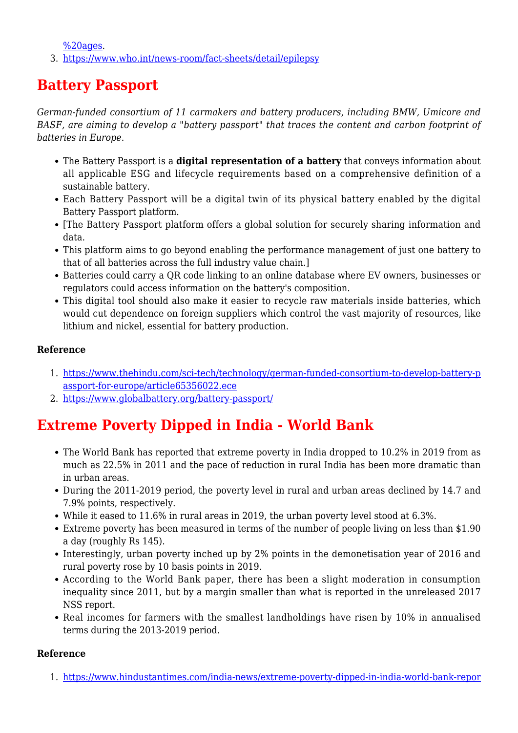%20ages.
3. https://www.who.int/news-room/fact-sheets/detail/epilepsy

## Battery Passport

*German-funded consortium of 11 carmakers and battery producers, including BMW, Umicore and BASF, are aiming to develop a "battery passport" that traces the content and carbon footprint of batteries in Europe.*

- The Battery Passport is a **digital representation of a battery** that conveys information about all applicable ESG and lifecycle requirements based on a comprehensive definition of a sustainable battery.
- Each Battery Passport will be a digital twin of its physical battery enabled by the digital Battery Passport platform.
- [The Battery Passport platform offers a global solution for securely sharing information and data.
- This platform aims to go beyond enabling the performance management of just one battery to that of all batteries across the full industry value chain.]
- Batteries could carry a QR code linking to an online database where EV owners, businesses or regulators could access information on the battery's composition.
- This digital tool should also make it easier to recycle raw materials inside batteries, which would cut dependence on foreign suppliers which control the vast majority of resources, like lithium and nickel, essential for battery production.

**Reference**

1. https://www.thehindu.com/sci-tech/technology/german-funded-consortium-to-develop-battery-passport-for-europe/article65356022.ece
2. https://www.globalbattery.org/battery-passport/

## Extreme Poverty Dipped in India - World Bank

- The World Bank has reported that extreme poverty in India dropped to 10.2% in 2019 from as much as 22.5% in 2011 and the pace of reduction in rural India has been more dramatic than in urban areas.
- During the 2011-2019 period, the poverty level in rural and urban areas declined by 14.7 and 7.9% points, respectively.
- While it eased to 11.6% in rural areas in 2019, the urban poverty level stood at 6.3%.
- Extreme poverty has been measured in terms of the number of people living on less than $1.90 a day (roughly Rs 145).
- Interestingly, urban poverty inched up by 2% points in the demonetisation year of 2016 and rural poverty rose by 10 basis points in 2019.
- According to the World Bank paper, there has been a slight moderation in consumption inequality since 2011, but by a margin smaller than what is reported in the unreleased 2017 NSS report.
- Real incomes for farmers with the smallest landholdings have risen by 10% in annualised terms during the 2013-2019 period.

**Reference**

1. https://www.hindustantimes.com/india-news/extreme-poverty-dipped-in-india-world-bank-repor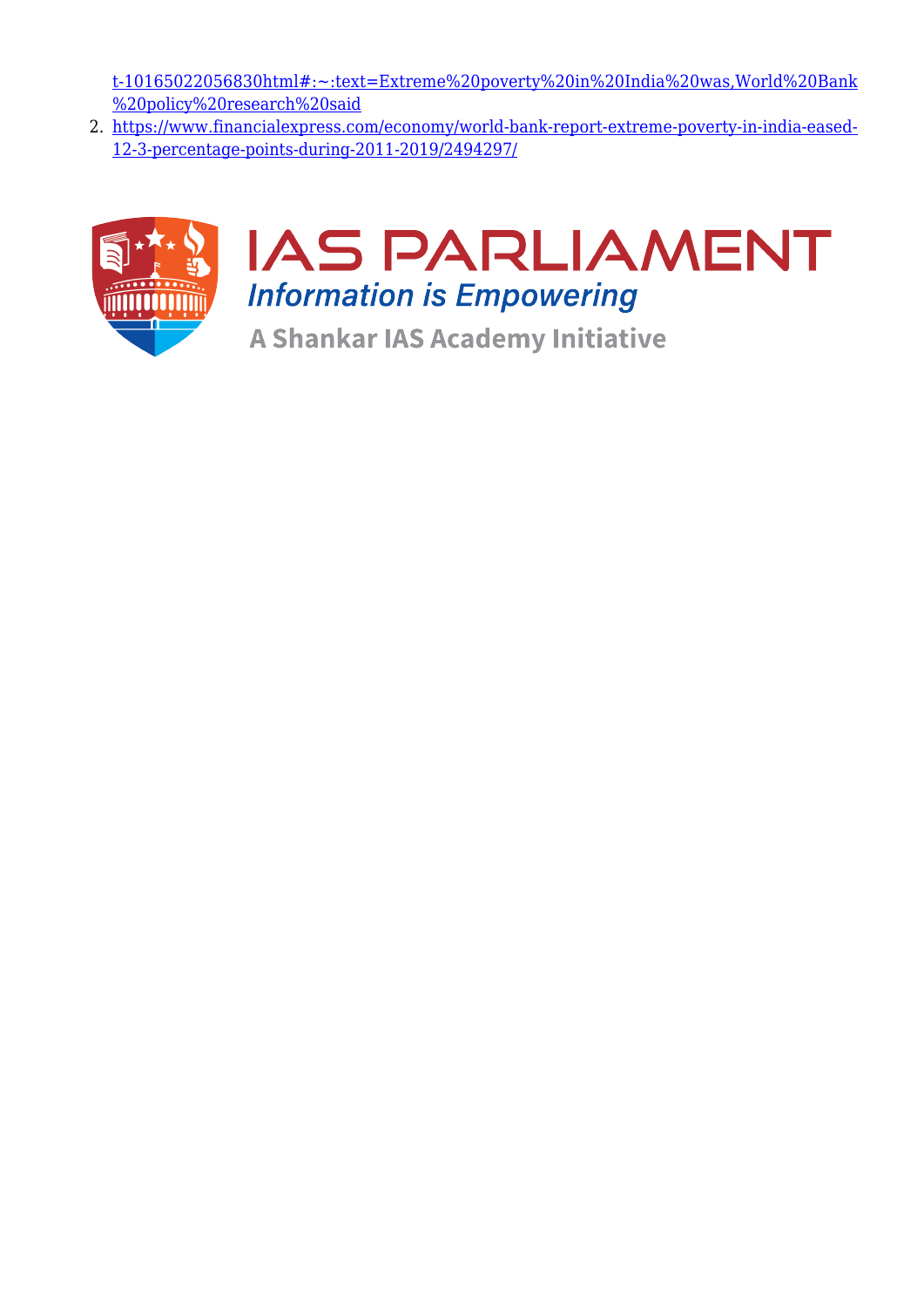t-10165022056830html#:~:text=Extreme%20poverty%20in%20India%20was,World%20Bank%20policy%20research%20said

2. https://www.financialexpress.com/economy/world-bank-report-extreme-poverty-in-india-eased-12-3-percentage-points-during-2011-2019/2494297/